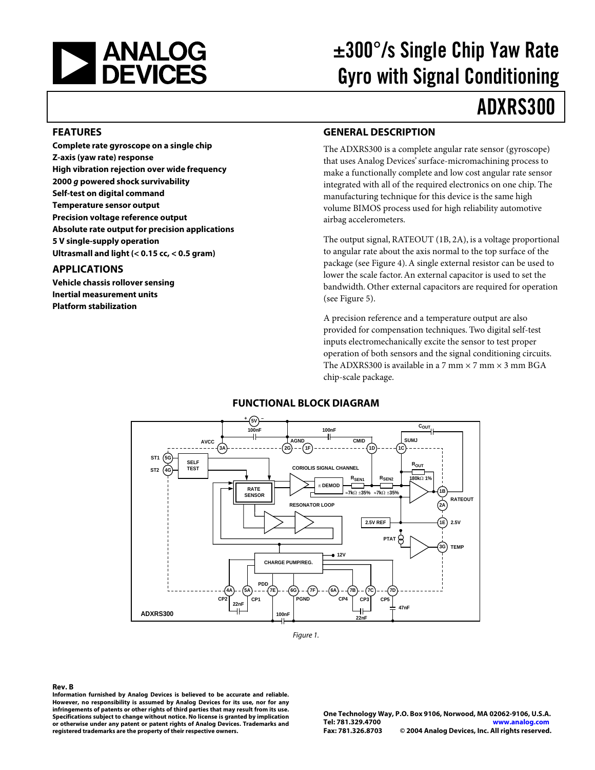# ±300°/s Single Chip Yaw Rate Gyro with Signal Conditioning

# ADXRS300

## FEATURES

**Complete rate gyroscope on a single chip**
**Z-axis (yaw rate) response**
**High vibration rejection over wide frequency**
**2000 *g* powered shock survivability**
**Self-test on digital command**
**Temperature sensor output**
**Precision voltage reference output**
**Absolute rate output for precision applications**
**5 V single-supply operation**
**Ultrasmall and light (< 0.15 cc, < 0.5 gram)**

## APPLICATIONS

**Vehicle chassis rollover sensing**
**Inertial measurement units**
**Platform stabilization**

## GENERAL DESCRIPTION

The ADXRS300 is a complete angular rate sensor (gyroscope) that uses Analog Devices' surface-micromachining process to make a functionally complete and low cost angular rate sensor integrated with all of the required electronics on one chip. The manufacturing technique for this device is the same high volume BIMOS process used for high reliability automotive airbag accelerometers.

The output signal, RATEOUT (1B, 2A), is a voltage proportional to angular rate about the axis normal to the top surface of the package (see Figure 4). A single external resistor can be used to lower the scale factor. An external capacitor is used to set the bandwidth. Other external capacitors are required for operation (see Figure 5).

A precision reference and a temperature output are also provided for compensation techniques. Two digital self-test inputs electromechanically excite the sensor to test proper operation of both sensors and the signal conditioning circuits. The ADXRS300 is available in a 7 mm × 7 mm × 3 mm BGA chip-scale package.

## FUNCTIONAL BLOCK DIAGRAM

Figure 1.

**Rev. B**

**Information furnished by Analog Devices is believed to be accurate and reliable. However, no responsibility is assumed by Analog Devices for its use, nor for any infringements of patents or other rights of third parties that may result from its use. Specifications subject to change without notice. No license is granted by implication or otherwise under any patent or patent rights of Analog Devices. Trademarks and registered trademarks are the property of their respective owners.**

**One Technology Way, P.O. Box 9106, Norwood, MA 02062-9106, U.S.A.**
**Tel: 781.329.4700 www.analog.com**
**Fax: 781.326.8703 © 2004 Analog Devices, Inc. All rights reserved.**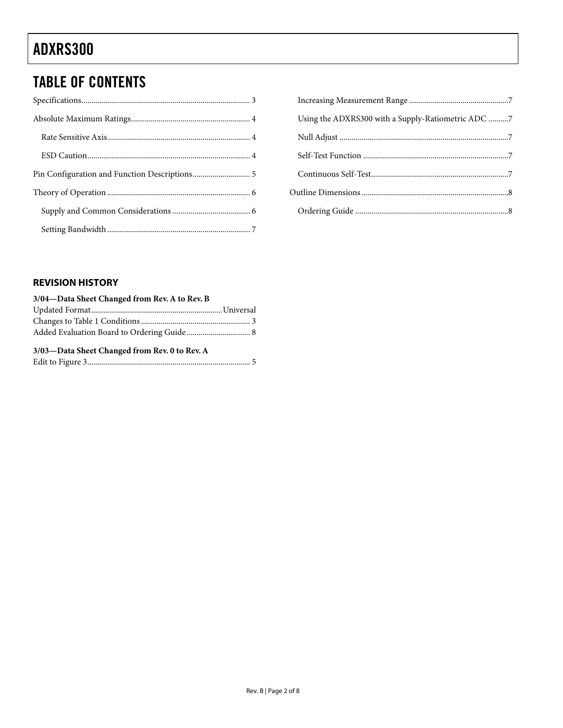## TABLE OF CONTENTS

Specifications .... 3

Absolute Maximum Ratings .... 4

- Rate Sensitive Axis .... 4
- ESD Caution .... 4

Pin Configuration and Function Descriptions .... 5

Theory of Operation .... 6

- Supply and Common Considerations .... 6
- Setting Bandwidth .... 7
- Increasing Measurement Range .... 7
- Using the ADXRS300 with a Supply-Ratiometric ADC .... 7
- Null Adjust .... 7
- Self-Test Function .... 7
- Continuous Self-Test .... 7

Outline Dimensions .... 8

- Ordering Guide .... 8

### REVISION HISTORY

**3/04—Data Sheet Changed from Rev. A to Rev. B**

Updated Format .... Universal
Changes to Table 1 Conditions .... 3
Added Evaluation Board to Ordering Guide .... 8

**3/03—Data Sheet Changed from Rev. 0 to Rev. A**

Edit to Figure 3 .... 5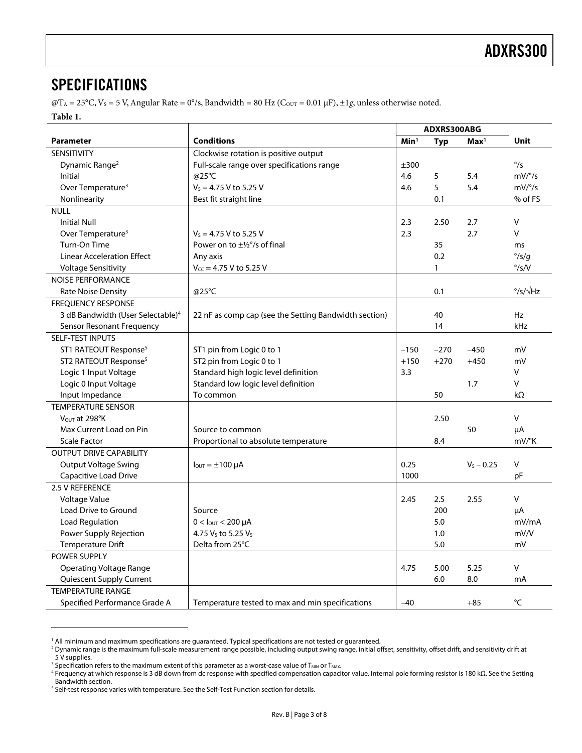## SPECIFICATIONS

@$T_A$ = 25°C, $V_S$ = 5 V, Angular Rate = 0°/s, Bandwidth = 80 Hz ($C_{OUT}$ = 0.01 µF), ±1*g*, unless otherwise noted.

**Table 1.**

| Parameter | Conditions | ADXRS300ABG | | | Unit |
|---|---|---|---|---|---|
| | | **Min[1]** | **Typ** | **Max[1]** | |
| SENSITIVITY | Clockwise rotation is positive output | | | | |
| Dynamic Range[2] | Full-scale range over specifications range | ±300 | | | °/s |
| Initial | @25°C | 4.6 | 5 | 5.4 | mV/°/s |
| Over Temperature[3] | $V_S$ = 4.75 V to 5.25 V | 4.6 | 5 | 5.4 | mV/°/s |
| Nonlinearity | Best fit straight line | | 0.1 | | % of FS |
| NULL | | | | | |
| Initial Null | | 2.3 | 2.50 | 2.7 | V |
| Over Temperature[3] | $V_S$ = 4.75 V to 5.25 V | 2.3 | | 2.7 | V |
| Turn-On Time | Power on to ±½°/s of final | | 35 | | ms |
| Linear Acceleration Effect | Any axis | | 0.2 | | °/s/*g* |
| Voltage Sensitivity | $V_{CC}$ = 4.75 V to 5.25 V | | 1 | | °/s/V |
| NOISE PERFORMANCE | | | | | |
| Rate Noise Density | @25°C | | 0.1 | | °/s/√Hz |
| FREQUENCY RESPONSE | | | | | |
| 3 dB Bandwidth (User Selectable)[4] | 22 nF as comp cap (see the Setting Bandwidth section) | | 40 | | Hz |
| Sensor Resonant Frequency | | | 14 | | kHz |
| SELF-TEST INPUTS | | | | | |
| ST1 RATEOUT Response[5] | ST1 pin from Logic 0 to 1 | −150 | −270 | −450 | mV |
| ST2 RATEOUT Response[5] | ST2 pin from Logic 0 to 1 | +150 | +270 | +450 | mV |
| Logic 1 Input Voltage | Standard high logic level definition | 3.3 | | | V |
| Logic 0 Input Voltage | Standard low logic level definition | | | 1.7 | V |
| Input Impedance | To common | | 50 | | kΩ |
| TEMPERATURE SENSOR | | | | | |
| $V_{OUT}$ at 298°K | | | 2.50 | | V |
| Max Current Load on Pin | Source to common | | | 50 | µA |
| Scale Factor | Proportional to absolute temperature | | 8.4 | | mV/°K |
| OUTPUT DRIVE CAPABILITY | | | | | |
| Output Voltage Swing | $I_{OUT}$ = ±100 µA | 0.25 | | $V_S$ − 0.25 | V |
| Capacitive Load Drive | | 1000 | | | pF |
| 2.5 V REFERENCE | | | | | |
| Voltage Value | | 2.45 | 2.5 | 2.55 | V |
| Load Drive to Ground | Source | | 200 | | µA |
| Load Regulation | 0 < $I_{OUT}$ < 200 µA | | 5.0 | | mV/mA |
| Power Supply Rejection | 4.75 $V_S$ to 5.25 $V_S$ | | 1.0 | | mV/V |
| Temperature Drift | Delta from 25°C | | 5.0 | | mV |
| POWER SUPPLY | | | | | |
| Operating Voltage Range | | 4.75 | 5.00 | 5.25 | V |
| Quiescent Supply Current | | | 6.0 | 8.0 | mA |
| TEMPERATURE RANGE | | | | | |
| Specified Performance Grade A | Temperature tested to max and min specifications | −40 | | +85 | °C |

[1] All minimum and maximum specifications are guaranteed. Typical specifications are not tested or guaranteed.

[2] Dynamic range is the maximum full-scale measurement range possible, including output swing range, initial offset, sensitivity, offset drift, and sensitivity drift at 5 V supplies.

[3] Specification refers to the maximum extent of this parameter as a worst-case value of $T_{MIN}$ or $T_{MAX}$.

[4] Frequency at which response is 3 dB down from dc response with specified compensation capacitor value. Internal pole forming resistor is 180 kΩ. See the Setting Bandwidth section.

[5] Self-test response varies with temperature. See the Self-Test Function section for details.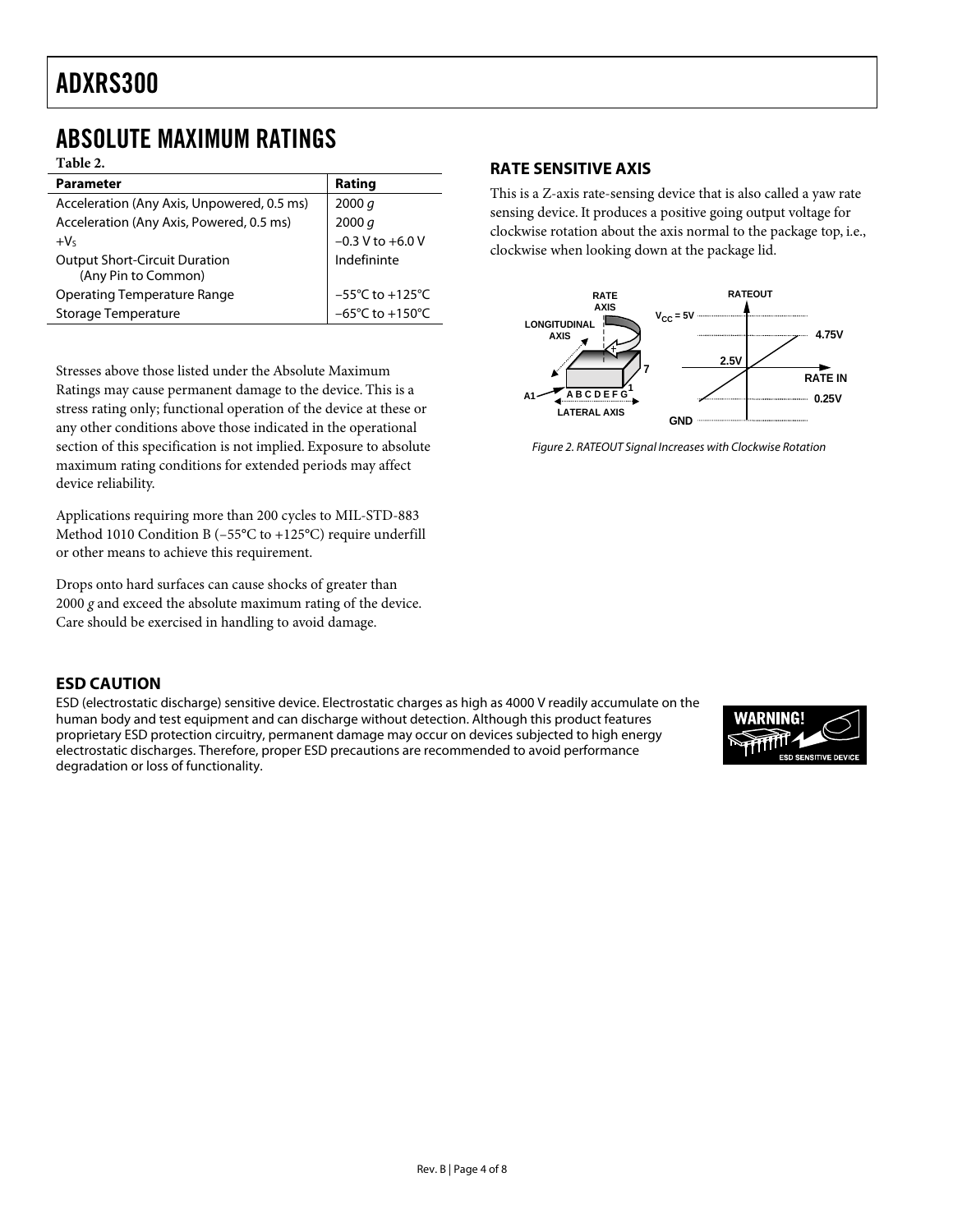# ABSOLUTE MAXIMUM RATINGS

**Table 2.**

| Parameter | Rating |
|---|---|
| Acceleration (Any Axis, Unpowered, 0.5 ms) | 2000 *g* |
| Acceleration (Any Axis, Powered, 0.5 ms) | 2000 *g* |
| $+V_S$ | −0.3 V to +6.0 V |
| Output Short-Circuit Duration (Any Pin to Common) | Indefininte |
| Operating Temperature Range | −55°C to +125°C |
| Storage Temperature | −65°C to +150°C |

Stresses above those listed under the Absolute Maximum Ratings may cause permanent damage to the device. This is a stress rating only; functional operation of the device at these or any other conditions above those indicated in the operational section of this specification is not implied. Exposure to absolute maximum rating conditions for extended periods may affect device reliability.

Applications requiring more than 200 cycles to MIL-STD-883 Method 1010 Condition B (−55°C to +125°C) require underfill or other means to achieve this requirement.

Drops onto hard surfaces can cause shocks of greater than 2000 *g* and exceed the absolute maximum rating of the device. Care should be exercised in handling to avoid damage.

## RATE SENSITIVE AXIS

This is a Z-axis rate-sensing device that is also called a yaw rate sensing device. It produces a positive going output voltage for clockwise rotation about the axis normal to the package top, i.e., clockwise when looking down at the package lid.

*Figure 2. RATEOUT Signal Increases with Clockwise Rotation*

## ESD CAUTION

ESD (electrostatic discharge) sensitive device. Electrostatic charges as high as 4000 V readily accumulate on the human body and test equipment and can discharge without detection. Although this product features proprietary ESD protection circuitry, permanent damage may occur on devices subjected to high energy electrostatic discharges. Therefore, proper ESD precautions are recommended to avoid performance degradation or loss of functionality.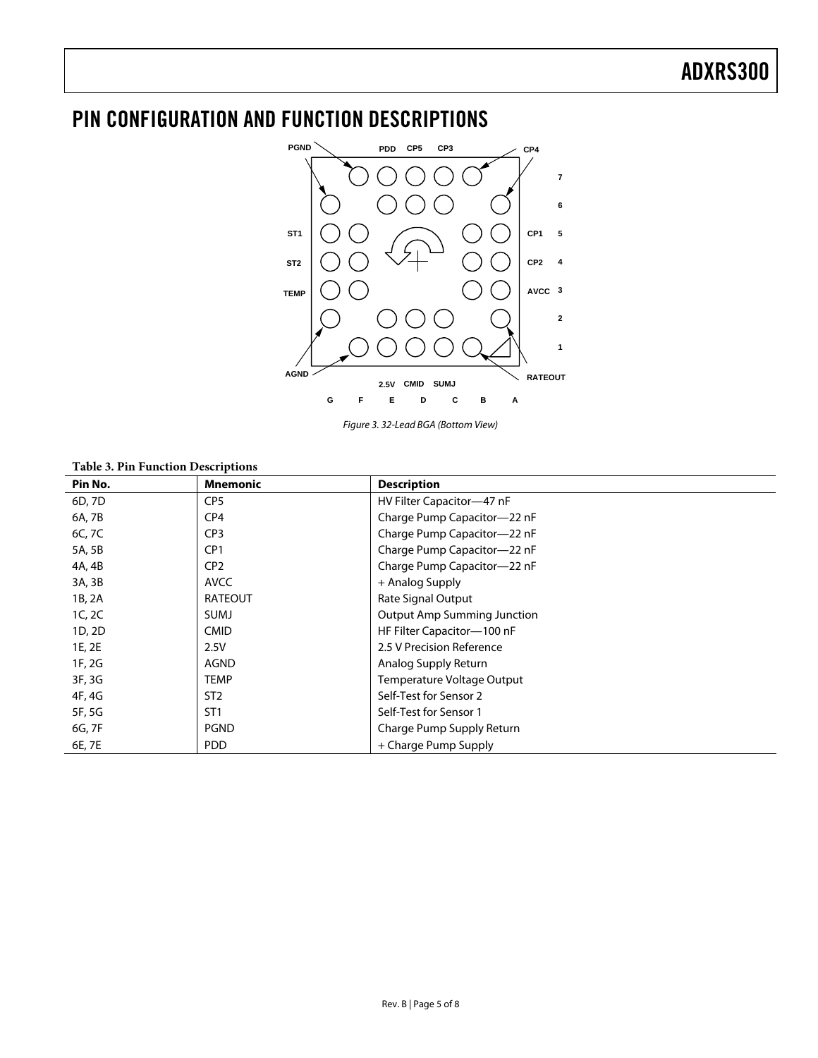# PIN CONFIGURATION AND FUNCTION DESCRIPTIONS

Figure 3. 32-Lead BGA (Bottom View)

**Table 3. Pin Function Descriptions**

| Pin No. | Mnemonic | Description |
|---|---|---|
| 6D, 7D | CP5 | HV Filter Capacitor—47 nF |
| 6A, 7B | CP4 | Charge Pump Capacitor—22 nF |
| 6C, 7C | CP3 | Charge Pump Capacitor—22 nF |
| 5A, 5B | CP1 | Charge Pump Capacitor—22 nF |
| 4A, 4B | CP2 | Charge Pump Capacitor—22 nF |
| 3A, 3B | AVCC | + Analog Supply |
| 1B, 2A | RATEOUT | Rate Signal Output |
| 1C, 2C | SUMJ | Output Amp Summing Junction |
| 1D, 2D | CMID | HF Filter Capacitor—100 nF |
| 1E, 2E | 2.5V | 2.5 V Precision Reference |
| 1F, 2G | AGND | Analog Supply Return |
| 3F, 3G | TEMP | Temperature Voltage Output |
| 4F, 4G | ST2 | Self-Test for Sensor 2 |
| 5F, 5G | ST1 | Self-Test for Sensor 1 |
| 6G, 7F | PGND | Charge Pump Supply Return |
| 6E, 7E | PDD | + Charge Pump Supply |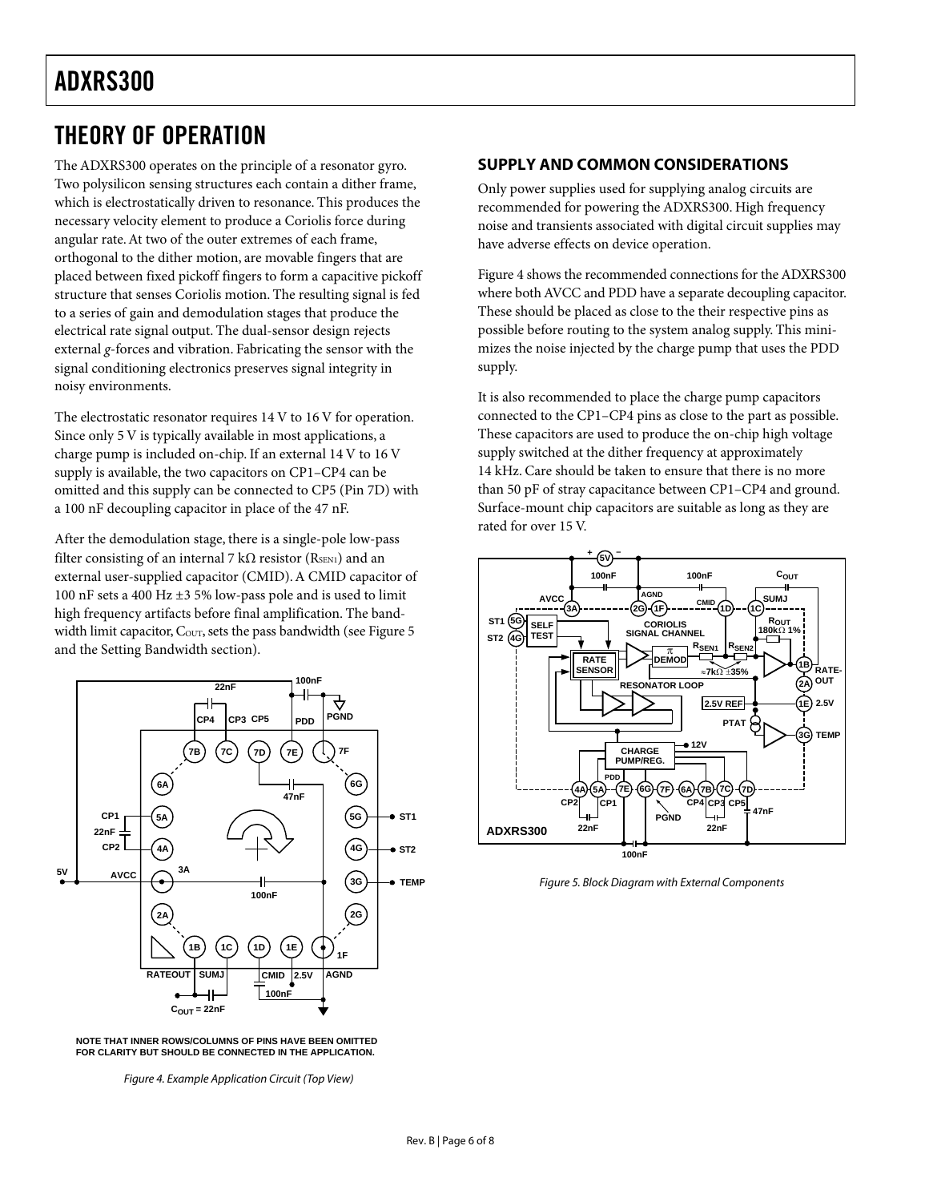# THEORY OF OPERATION

The ADXRS300 operates on the principle of a resonator gyro. Two polysilicon sensing structures each contain a dither frame, which is electrostatically driven to resonance. This produces the necessary velocity element to produce a Coriolis force during angular rate. At two of the outer extremes of each frame, orthogonal to the dither motion, are movable fingers that are placed between fixed pickoff fingers to form a capacitive pickoff structure that senses Coriolis motion. The resulting signal is fed to a series of gain and demodulation stages that produce the electrical rate signal output. The dual-sensor design rejects external *g*-forces and vibration. Fabricating the sensor with the signal conditioning electronics preserves signal integrity in noisy environments.

The electrostatic resonator requires 14 V to 16 V for operation. Since only 5 V is typically available in most applications, a charge pump is included on-chip. If an external 14 V to 16 V supply is available, the two capacitors on CP1–CP4 can be omitted and this supply can be connected to CP5 (Pin 7D) with a 100 nF decoupling capacitor in place of the 47 nF.

After the demodulation stage, there is a single-pole low-pass filter consisting of an internal 7 kΩ resistor ($R_{SEN1}$) and an external user-supplied capacitor (CMID). A CMID capacitor of 100 nF sets a 400 Hz ±3 5% low-pass pole and is used to limit high frequency artifacts before final amplification. The bandwidth limit capacitor, $C_{OUT}$, sets the pass bandwidth (see Figure 5 and the Setting Bandwidth section).

NOTE THAT INNER ROWS/COLUMNS OF PINS HAVE BEEN OMITTED FOR CLARITY BUT SHOULD BE CONNECTED IN THE APPLICATION.

*Figure 4. Example Application Circuit (Top View)*

## SUPPLY AND COMMON CONSIDERATIONS

Only power supplies used for supplying analog circuits are recommended for powering the ADXRS300. High frequency noise and transients associated with digital circuit supplies may have adverse effects on device operation.

Figure 4 shows the recommended connections for the ADXRS300 where both AVCC and PDD have a separate decoupling capacitor. These should be placed as close to the their respective pins as possible before routing to the system analog supply. This minimizes the noise injected by the charge pump that uses the PDD supply.

It is also recommended to place the charge pump capacitors connected to the CP1–CP4 pins as close to the part as possible. These capacitors are used to produce the on-chip high voltage supply switched at the dither frequency at approximately 14 kHz. Care should be taken to ensure that there is no more than 50 pF of stray capacitance between CP1–CP4 and ground. Surface-mount chip capacitors are suitable as long as they are rated for over 15 V.

*Figure 5. Block Diagram with External Components*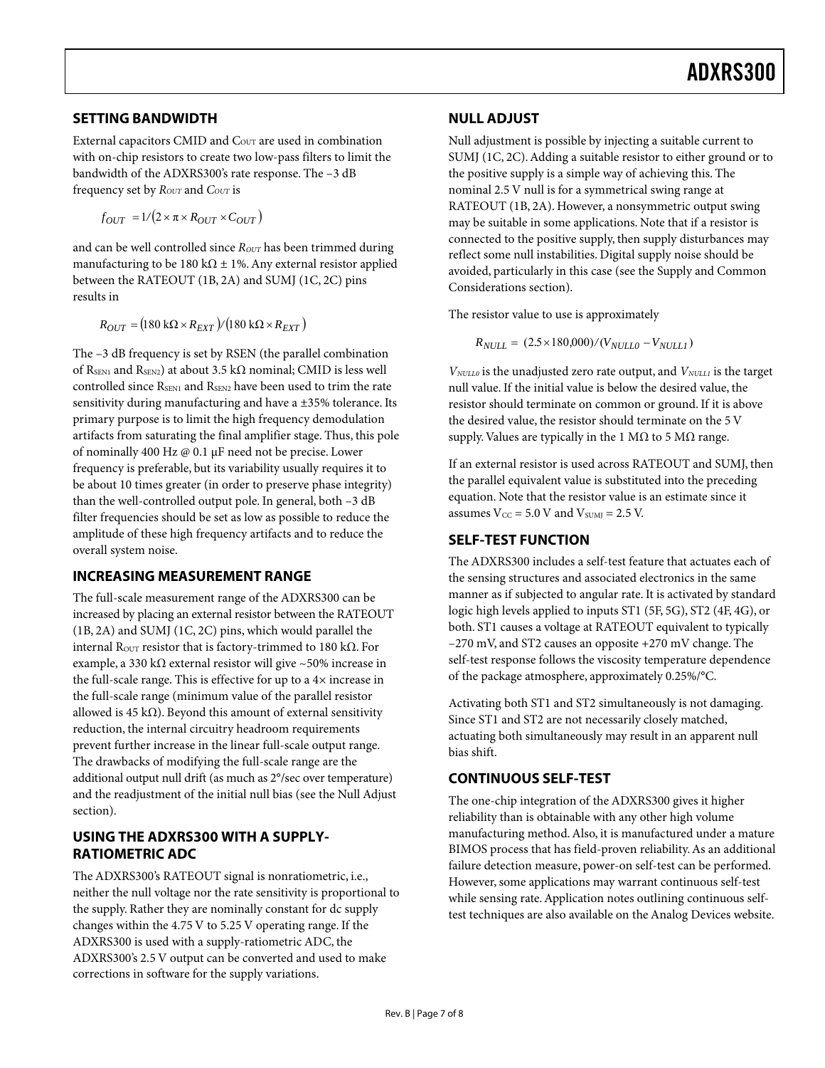## SETTING BANDWIDTH

External capacitors CMID and $C_{OUT}$ are used in combination with on-chip resistors to create two low-pass filters to limit the bandwidth of the ADXRS300's rate response. The –3 dB frequency set by $R_{OUT}$ and $C_{OUT}$ is

$$f_{OUT} = 1/(2 \times \pi \times R_{OUT} \times C_{OUT})$$

and can be well controlled since $R_{OUT}$ has been trimmed during manufacturing to be 180 kΩ ± 1%. Any external resistor applied between the RATEOUT (1B, 2A) and SUMJ (1C, 2C) pins results in

$$R_{OUT} = (180\text{ k}\Omega \times R_{EXT})/(180\text{ k}\Omega \times R_{EXT})$$

The –3 dB frequency is set by RSEN (the parallel combination of $R_{SEN1}$ and $R_{SEN2}$) at about 3.5 kΩ nominal; CMID is less well controlled since $R_{SEN1}$ and $R_{SEN2}$ have been used to trim the rate sensitivity during manufacturing and have a ±35% tolerance. Its primary purpose is to limit the high frequency demodulation artifacts from saturating the final amplifier stage. Thus, this pole of nominally 400 Hz @ 0.1 µF need not be precise. Lower frequency is preferable, but its variability usually requires it to be about 10 times greater (in order to preserve phase integrity) than the well-controlled output pole. In general, both –3 dB filter frequencies should be set as low as possible to reduce the amplitude of these high frequency artifacts and to reduce the overall system noise.

## INCREASING MEASUREMENT RANGE

The full-scale measurement range of the ADXRS300 can be increased by placing an external resistor between the RATEOUT (1B, 2A) and SUMJ (1C, 2C) pins, which would parallel the internal $R_{OUT}$ resistor that is factory-trimmed to 180 kΩ. For example, a 330 kΩ external resistor will give ~50% increase in the full-scale range. This is effective for up to a 4× increase in the full-scale range (minimum value of the parallel resistor allowed is 45 kΩ). Beyond this amount of external sensitivity reduction, the internal circuitry headroom requirements prevent further increase in the linear full-scale output range. The drawbacks of modifying the full-scale range are the additional output null drift (as much as 2°/sec over temperature) and the readjustment of the initial null bias (see the Null Adjust section).

## USING THE ADXRS300 WITH A SUPPLY-RATIOMETRIC ADC

The ADXRS300's RATEOUT signal is nonratiometric, i.e., neither the null voltage nor the rate sensitivity is proportional to the supply. Rather they are nominally constant for dc supply changes within the 4.75 V to 5.25 V operating range. If the ADXRS300 is used with a supply-ratiometric ADC, the ADXRS300's 2.5 V output can be converted and used to make corrections in software for the supply variations.

## NULL ADJUST

Null adjustment is possible by injecting a suitable current to SUMJ (1C, 2C). Adding a suitable resistor to either ground or to the positive supply is a simple way of achieving this. The nominal 2.5 V null is for a symmetrical swing range at RATEOUT (1B, 2A). However, a nonsymmetric output swing may be suitable in some applications. Note that if a resistor is connected to the positive supply, then supply disturbances may reflect some null instabilities. Digital supply noise should be avoided, particularly in this case (see the Supply and Common Considerations section).

The resistor value to use is approximately

$$R_{NULL} = (2.5 \times 180{,}000)/(V_{NULL0} - V_{NULL1})$$

$V_{NULL0}$ is the unadjusted zero rate output, and $V_{NULL1}$ is the target null value. If the initial value is below the desired value, the resistor should terminate on common or ground. If it is above the desired value, the resistor should terminate on the 5 V supply. Values are typically in the 1 MΩ to 5 MΩ range.

If an external resistor is used across RATEOUT and SUMJ, then the parallel equivalent value is substituted into the preceding equation. Note that the resistor value is an estimate since it assumes $V_{CC}$ = 5.0 V and $V_{SUMJ}$ = 2.5 V.

## SELF-TEST FUNCTION

The ADXRS300 includes a self-test feature that actuates each of the sensing structures and associated electronics in the same manner as if subjected to angular rate. It is activated by standard logic high levels applied to inputs ST1 (5F, 5G), ST2 (4F, 4G), or both. ST1 causes a voltage at RATEOUT equivalent to typically –270 mV, and ST2 causes an opposite +270 mV change. The self-test response follows the viscosity temperature dependence of the package atmosphere, approximately 0.25%/°C.

Activating both ST1 and ST2 simultaneously is not damaging. Since ST1 and ST2 are not necessarily closely matched, actuating both simultaneously may result in an apparent null bias shift.

## CONTINUOUS SELF-TEST

The one-chip integration of the ADXRS300 gives it higher reliability than is obtainable with any other high volume manufacturing method. Also, it is manufactured under a mature BIMOS process that has field-proven reliability. As an additional failure detection measure, power-on self-test can be performed. However, some applications may warrant continuous self-test while sensing rate. Application notes outlining continuous self-test techniques are also available on the Analog Devices website.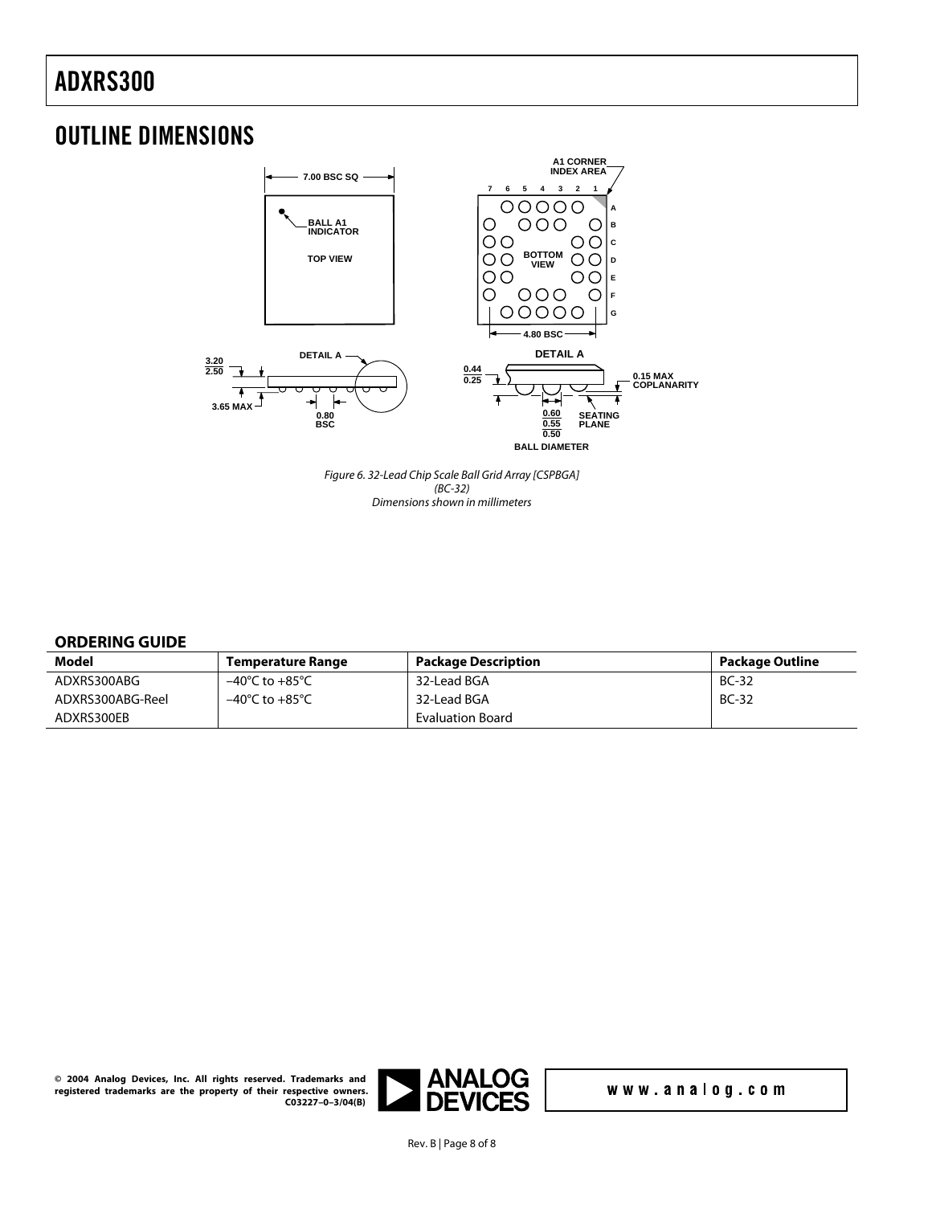## OUTLINE DIMENSIONS

7.00 BSC SQ

BALL A1 INDICATOR

TOP VIEW

A1 CORNER INDEX AREA

7 6 5 4 3 2 1

A B C D E F G

BOTTOM VIEW

4.80 BSC

DETAIL A

3.20
2.50

3.65 MAX

0.80 BSC

DETAIL A

0.44
0.25

0.15 MAX COPLANARITY

0.60
0.55
0.50

BALL DIAMETER

SEATING PLANE

*Figure 6. 32-Lead Chip Scale Ball Grid Array [CSPBGA] (BC-32) Dimensions shown in millimeters*

### ORDERING GUIDE

| Model | Temperature Range | Package Description | Package Outline |
|---|---|---|---|
| ADXRS300ABG | −40°C to +85°C | 32-Lead BGA | BC-32 |
| ADXRS300ABG-Reel | −40°C to +85°C | 32-Lead BGA | BC-32 |
| ADXRS300EB | | Evaluation Board | |

**© 2004 Analog Devices, Inc. All rights reserved. Trademarks and registered trademarks are the property of their respective owners. C03227–0–3/04(B)**

www.analog.com